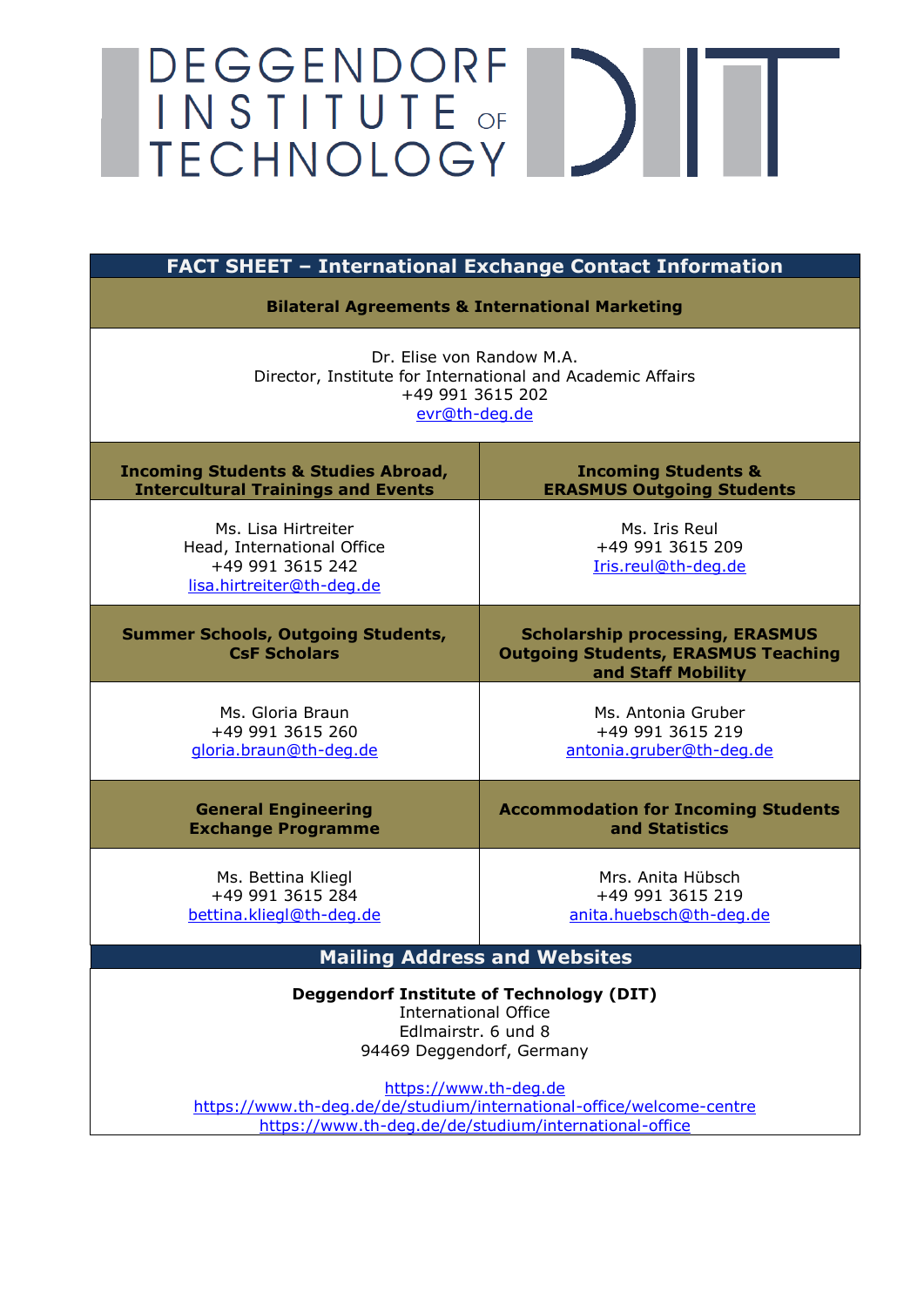# DEGGENDORF INSTITUTE OF TECHNOLOGY

## FACT SHEET – International Exchange Contact Information

### Bilateral Agreements & International Marketing

Dr. Elise von Randow M.A.
Director, Institute for International and Academic Affairs
+49 991 3615 202
evr@th-deg.de

| Incoming Students & Studies Abroad, Intercultural Trainings and Events | Incoming Students & ERASMUS Outgoing Students |
|---|---|
| Ms. Lisa Hirtreiter<br>Head, International Office<br>+49 991 3615 242<br>lisa.hirtreiter@th-deg.de | Ms. Iris Reul<br>+49 991 3615 209<br>Iris.reul@th-deg.de |
| **Summer Schools, Outgoing Students, CsF Scholars** | **Scholarship processing, ERASMUS Outgoing Students, ERASMUS Teaching and Staff Mobility** |
| Ms. Gloria Braun<br>+49 991 3615 260<br>gloria.braun@th-deg.de | Ms. Antonia Gruber<br>+49 991 3615 219<br>antonia.gruber@th-deg.de |
| **General Engineering Exchange Programme** | **Accommodation for Incoming Students and Statistics** |
| Ms. Bettina Kliegl<br>+49 991 3615 284<br>bettina.kliegl@th-deg.de | Mrs. Anita Hübsch<br>+49 991 3615 219<br>anita.huebsch@th-deg.de |

## Mailing Address and Websites

**Deggendorf Institute of Technology (DIT)**
International Office
Edlmairstr. 6 und 8
94469 Deggendorf, Germany

https://www.th-deg.de
https://www.th-deg.de/de/studium/international-office/welcome-centre
https://www.th-deg.de/de/studium/international-office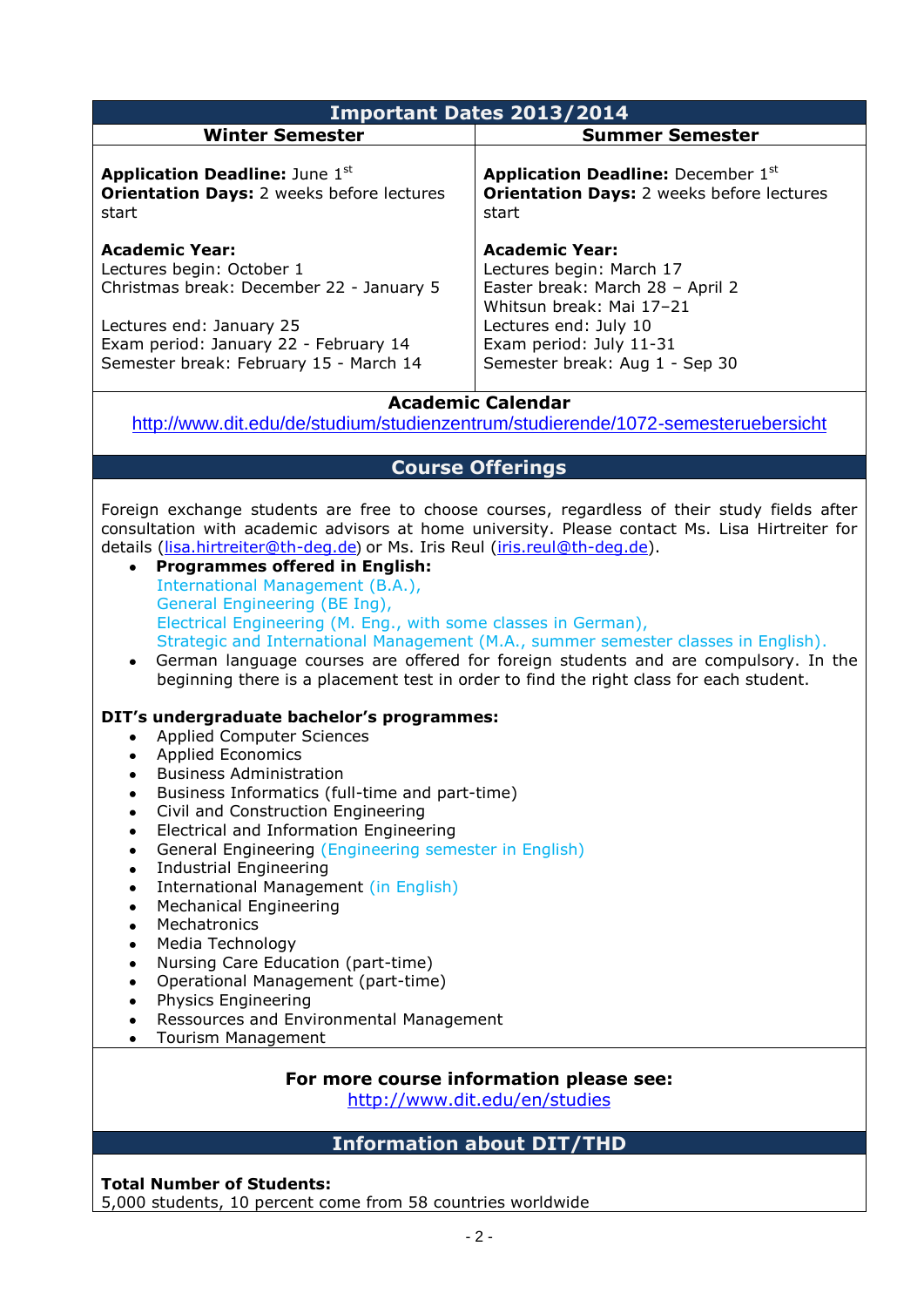## Important Dates 2013/2014

| Winter Semester | Summer Semester |
|---|---|
| **Application Deadline:** June 1st<br>**Orientation Days:** 2 weeks before lectures start | **Application Deadline:** December 1st<br>**Orientation Days:** 2 weeks before lectures start |
| **Academic Year:**<br>Lectures begin: October 1<br>Christmas break: December 22 - January 5<br><br>Lectures end: January 25<br>Exam period: January 22 - February 14<br>Semester break: February 15 - March 14 | **Academic Year:**<br>Lectures begin: March 17<br>Easter break: March 28 – April 2<br>Whitsun break: Mai 17–21<br>Lectures end: July 10<br>Exam period: July 11-31<br>Semester break: Aug 1 - Sep 30 |

**Academic Calendar**

http://www.dit.edu/de/studium/studienzentrum/studierende/1072-semesteruebersicht

## Course Offerings

Foreign exchange students are free to choose courses, regardless of their study fields after consultation with academic advisors at home university. Please contact Ms. Lisa Hirtreiter for details (lisa.hirtreiter@th-deg.de) or Ms. Iris Reul (iris.reul@th-deg.de).

- **Programmes offered in English:**
  International Management (B.A.),
  General Engineering (BE Ing),
  Electrical Engineering (M. Eng., with some classes in German),
  Strategic and International Management (M.A., summer semester classes in English).
- German language courses are offered for foreign students and are compulsory. In the beginning there is a placement test in order to find the right class for each student.

**DIT's undergraduate bachelor's programmes:**

- Applied Computer Sciences
- Applied Economics
- Business Administration
- Business Informatics (full-time and part-time)
- Civil and Construction Engineering
- Electrical and Information Engineering
- General Engineering (Engineering semester in English)
- Industrial Engineering
- International Management (in English)
- Mechanical Engineering
- Mechatronics
- Media Technology
- Nursing Care Education (part-time)
- Operational Management (part-time)
- Physics Engineering
- Ressources and Environmental Management
- Tourism Management

**For more course information please see:**
http://www.dit.edu/en/studies

## Information about DIT/THD

**Total Number of Students:**
5,000 students, 10 percent come from 58 countries worldwide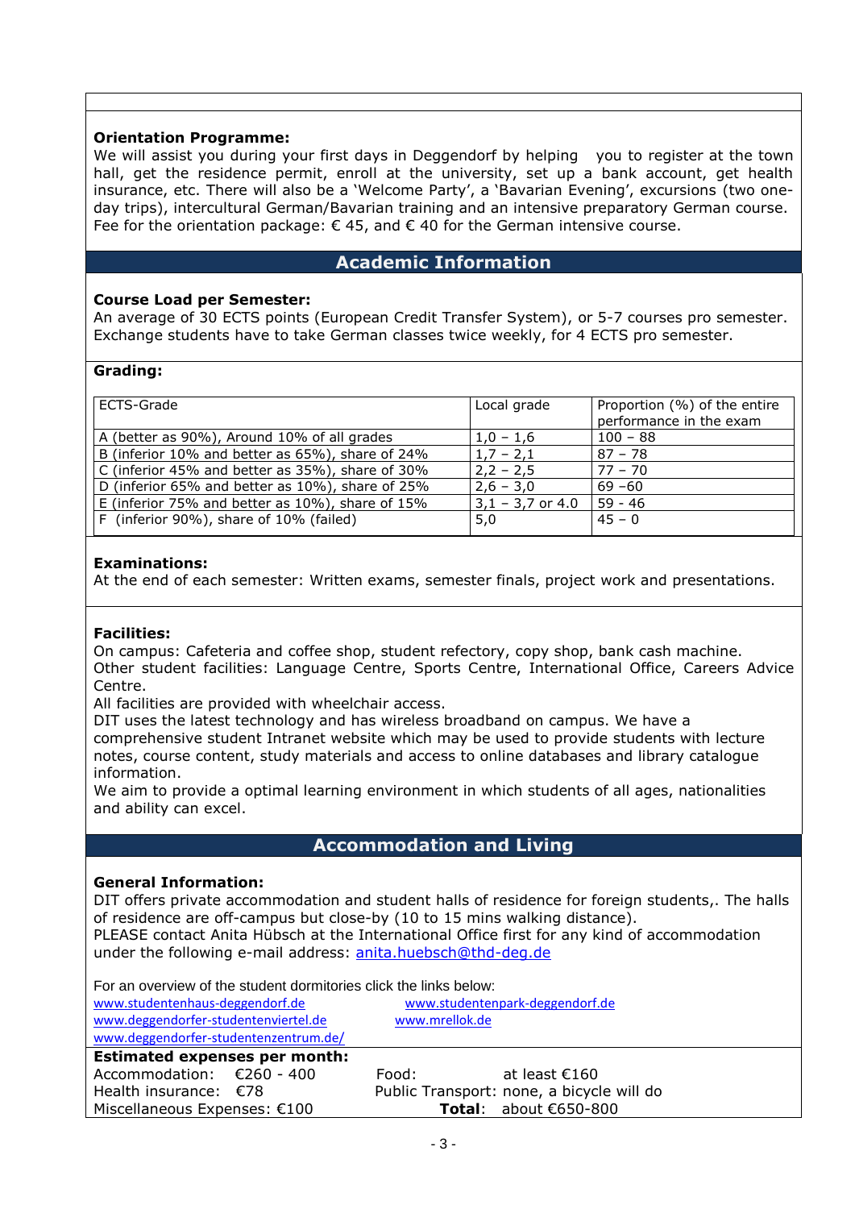**Orientation Programme:**
We will assist you during your first days in Deggendorf by helping you to register at the town hall, get the residence permit, enroll at the university, set up a bank account, get health insurance, etc. There will also be a 'Welcome Party', a 'Bavarian Evening', excursions (two one-day trips), intercultural German/Bavarian training and an intensive preparatory German course. Fee for the orientation package: € 45, and € 40 for the German intensive course.

## Academic Information

**Course Load per Semester:**
An average of 30 ECTS points (European Credit Transfer System), or 5-7 courses pro semester. Exchange students have to take German classes twice weekly, for 4 ECTS pro semester.

**Grading:**

| ECTS-Grade | Local grade | Proportion (%) of the entire performance in the exam |
|---|---|---|
| A (better as 90%), Around 10% of all grades | 1,0 – 1,6 | 100 – 88 |
| B (inferior 10% and better as 65%), share of 24% | 1,7 – 2,1 | 87 – 78 |
| C (inferior 45% and better as 35%), share of 30% | 2,2 – 2,5 | 77 – 70 |
| D (inferior 65% and better as 10%), share of 25% | 2,6 – 3,0 | 69 –60 |
| E (inferior 75% and better as 10%), share of 15% | 3,1 – 3,7 or 4.0 | 59 - 46 |
| F (inferior 90%), share of 10% (failed) | 5,0 | 45 – 0 |

**Examinations:**
At the end of each semester: Written exams, semester finals, project work and presentations.

**Facilities:**
On campus: Cafeteria and coffee shop, student refectory, copy shop, bank cash machine.
Other student facilities: Language Centre, Sports Centre, International Office, Careers Advice Centre.
All facilities are provided with wheelchair access.
DIT uses the latest technology and has wireless broadband on campus. We have a comprehensive student Intranet website which may be used to provide students with lecture notes, course content, study materials and access to online databases and library catalogue information.
We aim to provide a optimal learning environment in which students of all ages, nationalities and ability can excel.

## Accommodation and Living

**General Information:**
DIT offers private accommodation and student halls of residence for foreign students,. The halls of residence are off-campus but close-by (10 to 15 mins walking distance).
PLEASE contact Anita Hübsch at the International Office first for any kind of accommodation under the following e-mail address: anita.huebsch@thd-deg.de

For an overview of the student dormitories click the links below:
www.studentenhaus-deggendorf.de
www.studentenpark-deggendorf.de
www.deggendorfer-studentenviertel.de
www.mrellok.de
www.deggendorfer-studentenzentrum.de/

**Estimated expenses per month:**
Accommodation: €260 - 400
Food: at least €160
Health insurance: €78
Public Transport: none, a bicycle will do
Miscellaneous Expenses: €100
**Total**: about €650-800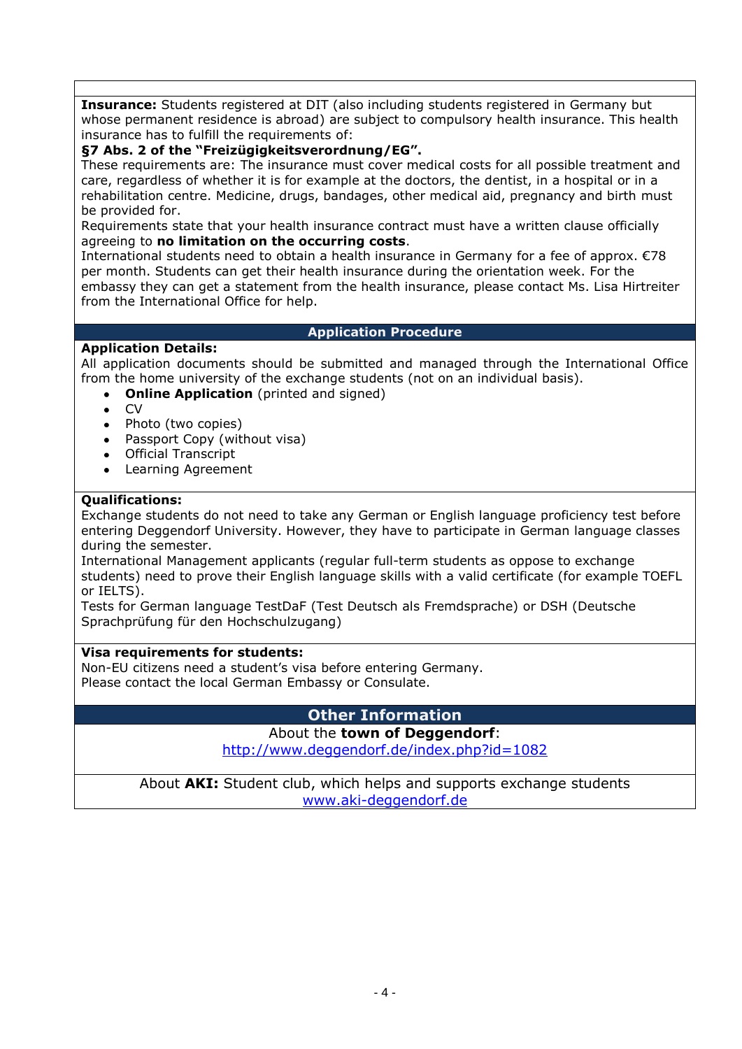**Insurance:** Students registered at DIT (also including students registered in Germany but whose permanent residence is abroad) are subject to compulsory health insurance. This health insurance has to fulfill the requirements of:

**§7 Abs. 2 of the "Freizügigkeitsverordnung/EG".**

These requirements are: The insurance must cover medical costs for all possible treatment and care, regardless of whether it is for example at the doctors, the dentist, in a hospital or in a rehabilitation centre. Medicine, drugs, bandages, other medical aid, pregnancy and birth must be provided for.

Requirements state that your health insurance contract must have a written clause officially agreeing to **no limitation on the occurring costs**.

International students need to obtain a health insurance in Germany for a fee of approx. €78 per month. Students can get their health insurance during the orientation week. For the embassy they can get a statement from the health insurance, please contact Ms. Lisa Hirtreiter from the International Office for help.

## Application Procedure

**Application Details:**

All application documents should be submitted and managed through the International Office from the home university of the exchange students (not on an individual basis).

- **Online Application** (printed and signed)
- CV
- Photo (two copies)
- Passport Copy (without visa)
- Official Transcript
- Learning Agreement

**Qualifications:**

Exchange students do not need to take any German or English language proficiency test before entering Deggendorf University. However, they have to participate in German language classes during the semester.

International Management applicants (regular full-term students as oppose to exchange students) need to prove their English language skills with a valid certificate (for example TOEFL or IELTS).

Tests for German language TestDaF (Test Deutsch als Fremdsprache) or DSH (Deutsche Sprachprüfung für den Hochschulzugang)

**Visa requirements for students:**

Non-EU citizens need a student's visa before entering Germany.

Please contact the local German Embassy or Consulate.

## Other Information

About the **town of Deggendorf**:

http://www.deggendorf.de/index.php?id=1082

About **AKI:** Student club, which helps and supports exchange students

www.aki-deggendorf.de